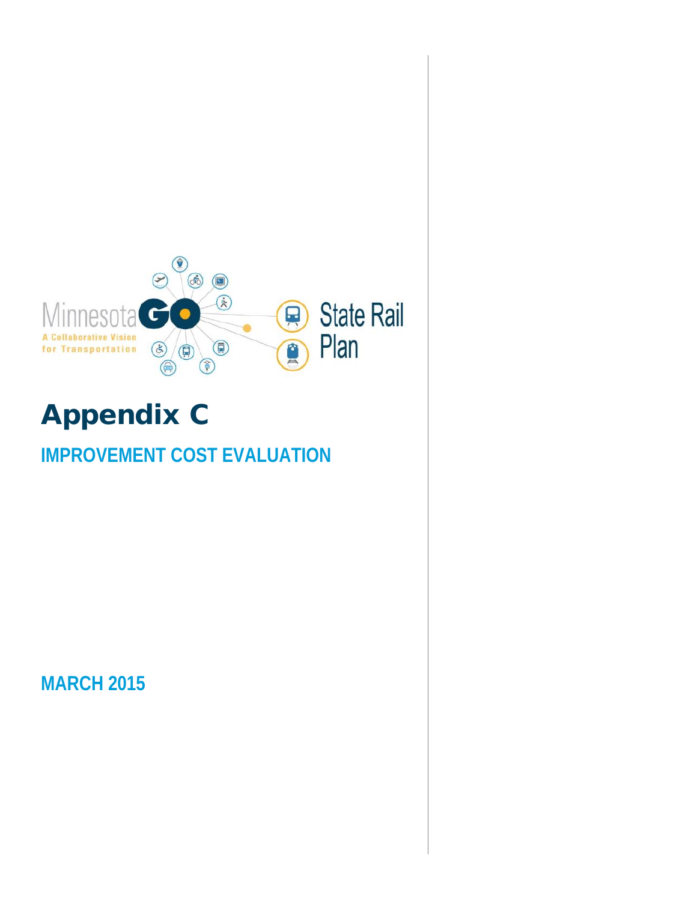Minnesota GO

A Collaborative Vision for Transportation

State Rail Plan

# Appendix C

## IMPROVEMENT COST EVALUATION

MARCH 2015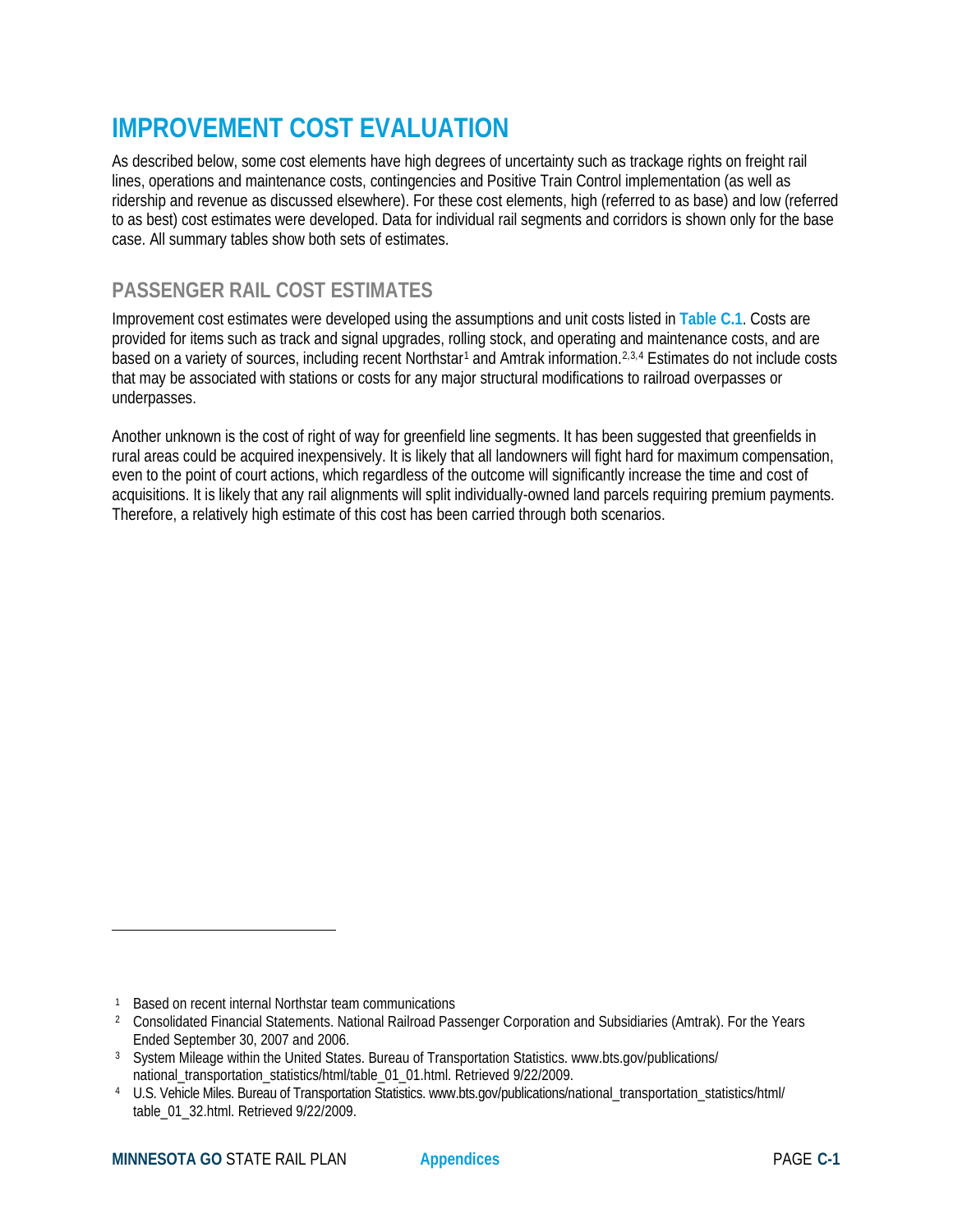# IMPROVEMENT COST EVALUATION

As described below, some cost elements have high degrees of uncertainty such as trackage rights on freight rail lines, operations and maintenance costs, contingencies and Positive Train Control implementation (as well as ridership and revenue as discussed elsewhere). For these cost elements, high (referred to as base) and low (referred to as best) cost estimates were developed. Data for individual rail segments and corridors is shown only for the base case. All summary tables show both sets of estimates.

## PASSENGER RAIL COST ESTIMATES

Improvement cost estimates were developed using the assumptions and unit costs listed in **Table C.1**. Costs are provided for items such as track and signal upgrades, rolling stock, and operating and maintenance costs, and are based on a variety of sources, including recent Northstar[1] and Amtrak information.[2,3,4] Estimates do not include costs that may be associated with stations or costs for any major structural modifications to railroad overpasses or underpasses.

Another unknown is the cost of right of way for greenfield line segments. It has been suggested that greenfields in rural areas could be acquired inexpensively. It is likely that all landowners will fight hard for maximum compensation, even to the point of court actions, which regardless of the outcome will significantly increase the time and cost of acquisitions. It is likely that any rail alignments will split individually-owned land parcels requiring premium payments. Therefore, a relatively high estimate of this cost has been carried through both scenarios.

---

[1] Based on recent internal Northstar team communications

[2] Consolidated Financial Statements. National Railroad Passenger Corporation and Subsidiaries (Amtrak). For the Years Ended September 30, 2007 and 2006.

[3] System Mileage within the United States. Bureau of Transportation Statistics. www.bts.gov/publications/national_transportation_statistics/html/table_01_01.html. Retrieved 9/22/2009.

[4] U.S. Vehicle Miles. Bureau of Transportation Statistics. www.bts.gov/publications/national_transportation_statistics/html/table_01_32.html. Retrieved 9/22/2009.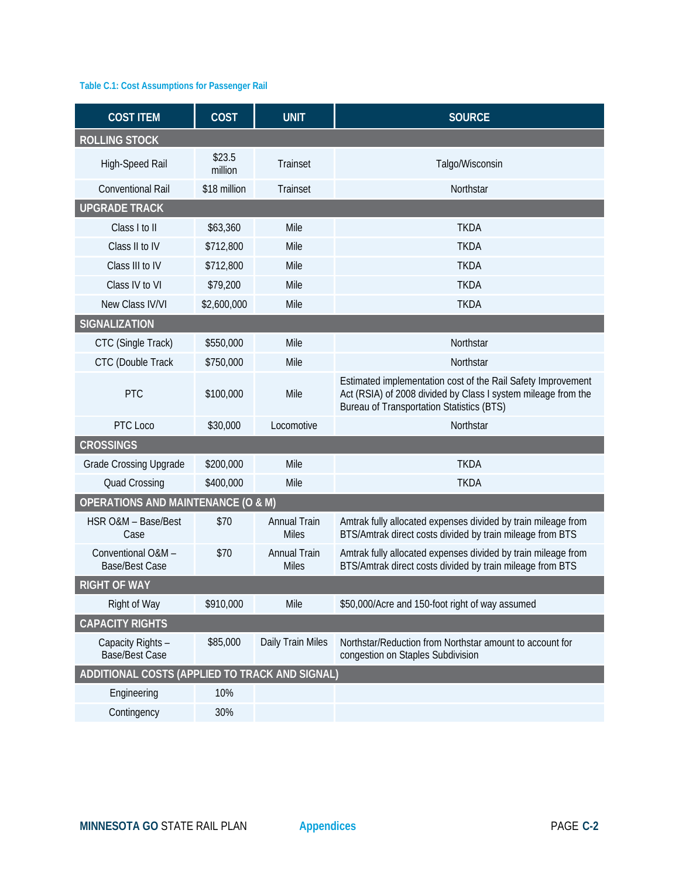**Table C.1: Cost Assumptions for Passenger Rail**

| COST ITEM | COST | UNIT | SOURCE |
|---|---|---|---|
| **ROLLING STOCK** | | | |
| High-Speed Rail | $23.5 million | Trainset | Talgo/Wisconsin |
| Conventional Rail | $18 million | Trainset | Northstar |
| **UPGRADE TRACK** | | | |
| Class I to II | $63,360 | Mile | TKDA |
| Class II to IV | $712,800 | Mile | TKDA |
| Class III to IV | $712,800 | Mile | TKDA |
| Class IV to VI | $79,200 | Mile | TKDA |
| New Class IV/VI | $2,600,000 | Mile | TKDA |
| **SIGNALIZATION** | | | |
| CTC (Single Track) | $550,000 | Mile | Northstar |
| CTC (Double Track | $750,000 | Mile | Northstar |
| PTC | $100,000 | Mile | Estimated implementation cost of the Rail Safety Improvement Act (RSIA) of 2008 divided by Class I system mileage from the Bureau of Transportation Statistics (BTS) |
| PTC Loco | $30,000 | Locomotive | Northstar |
| **CROSSINGS** | | | |
| Grade Crossing Upgrade | $200,000 | Mile | TKDA |
| Quad Crossing | $400,000 | Mile | TKDA |
| **OPERATIONS AND MAINTENANCE (O & M)** | | | |
| HSR O&M – Base/Best Case | $70 | Annual Train Miles | Amtrak fully allocated expenses divided by train mileage from BTS/Amtrak direct costs divided by train mileage from BTS |
| Conventional O&M – Base/Best Case | $70 | Annual Train Miles | Amtrak fully allocated expenses divided by train mileage from BTS/Amtrak direct costs divided by train mileage from BTS |
| **RIGHT OF WAY** | | | |
| Right of Way | $910,000 | Mile | $50,000/Acre and 150-foot right of way assumed |
| **CAPACITY RIGHTS** | | | |
| Capacity Rights – Base/Best Case | $85,000 | Daily Train Miles | Northstar/Reduction from Northstar amount to account for congestion on Staples Subdivision |
| **ADDITIONAL COSTS (APPLIED TO TRACK AND SIGNAL)** | | | |
| Engineering | 10% | | |
| Contingency | 30% | | |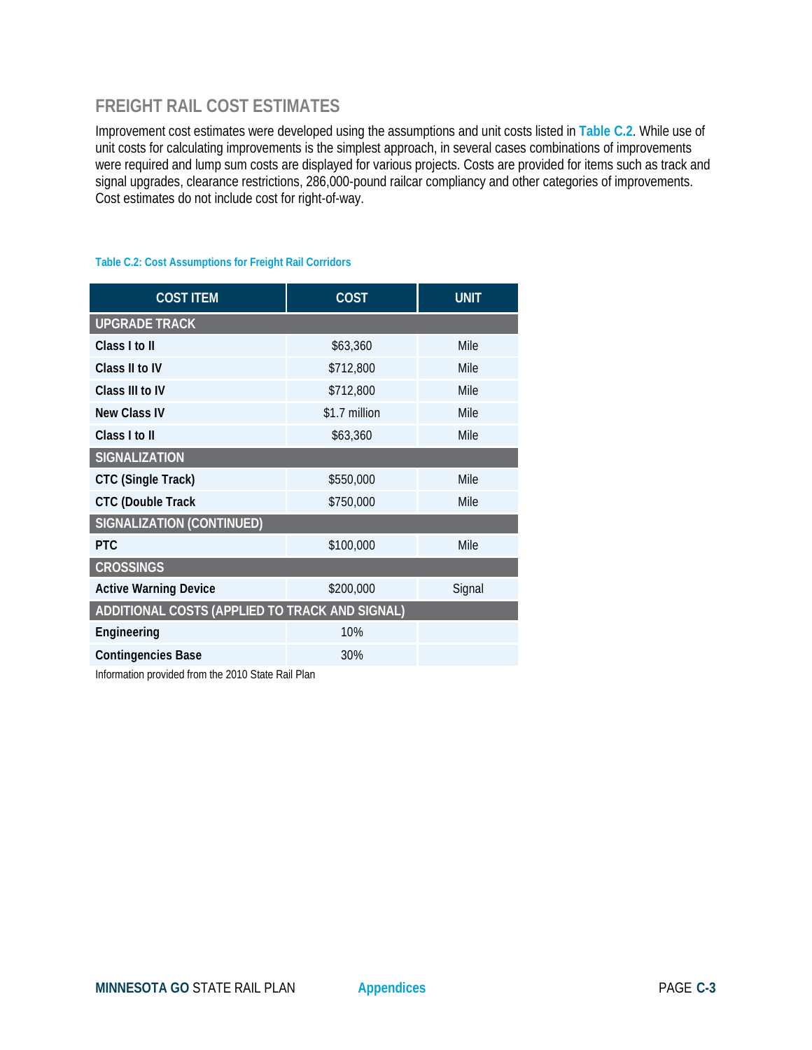## FREIGHT RAIL COST ESTIMATES

Improvement cost estimates were developed using the assumptions and unit costs listed in **Table C.2**. While use of unit costs for calculating improvements is the simplest approach, in several cases combinations of improvements were required and lump sum costs are displayed for various projects. Costs are provided for items such as track and signal upgrades, clearance restrictions, 286,000-pound railcar compliancy and other categories of improvements. Cost estimates do not include cost for right-of-way.

**Table C.2: Cost Assumptions for Freight Rail Corridors**

| COST ITEM | COST | UNIT |
|---|---|---|
| **UPGRADE TRACK** | | |
| **Class I to II** | $63,360 | Mile |
| **Class II to IV** | $712,800 | Mile |
| **Class III to IV** | $712,800 | Mile |
| **New Class IV** | $1.7 million | Mile |
| **Class I to II** | $63,360 | Mile |
| **SIGNALIZATION** | | |
| **CTC (Single Track)** | $550,000 | Mile |
| **CTC (Double Track** | $750,000 | Mile |
| **SIGNALIZATION (CONTINUED)** | | |
| **PTC** | $100,000 | Mile |
| **CROSSINGS** | | |
| **Active Warning Device** | $200,000 | Signal |
| **ADDITIONAL COSTS (APPLIED TO TRACK AND SIGNAL)** | | |
| **Engineering** | 10% | |
| **Contingencies Base** | 30% | |

Information provided from the 2010 State Rail Plan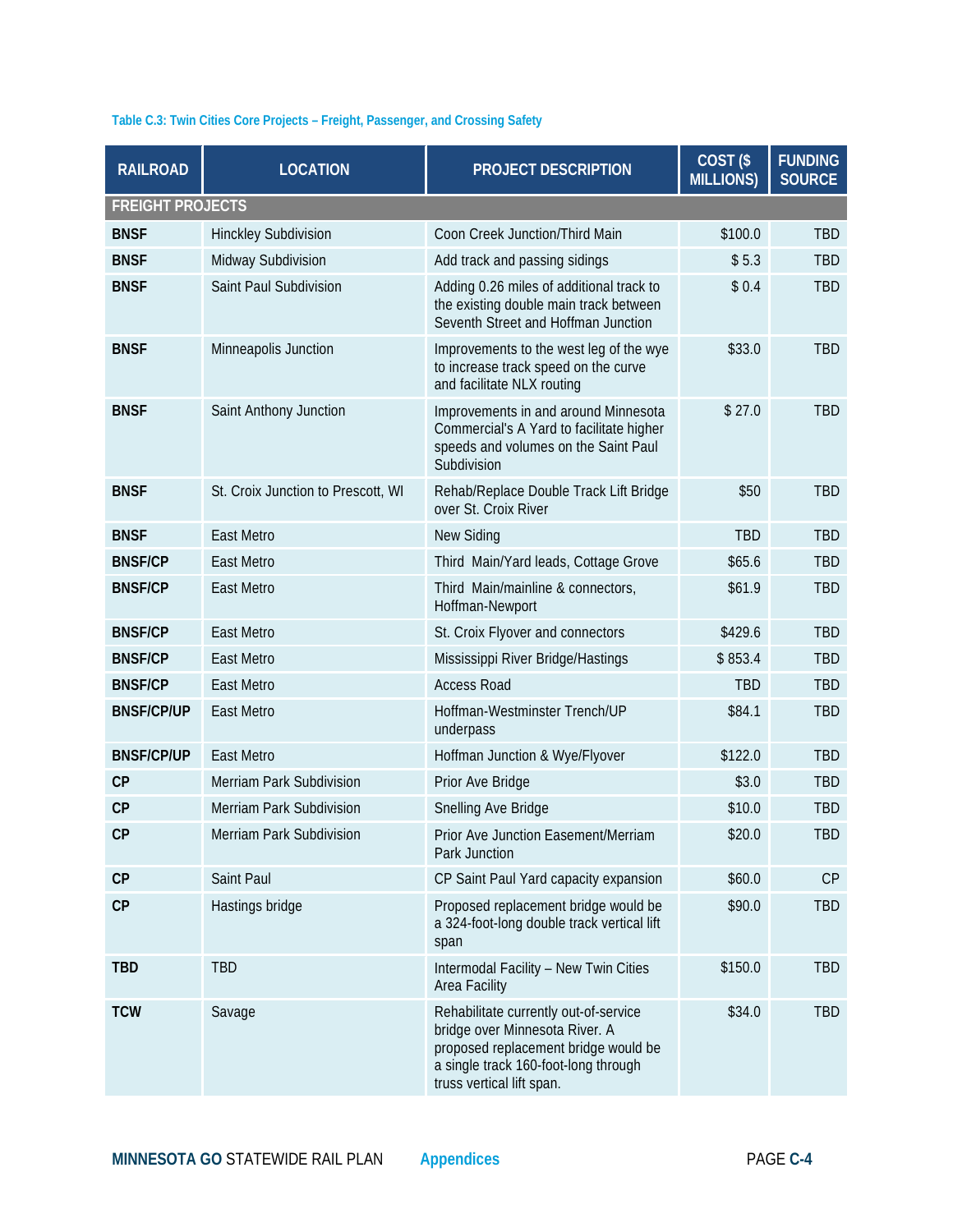**Table C.3: Twin Cities Core Projects – Freight, Passenger, and Crossing Safety**

| RAILROAD | LOCATION | PROJECT DESCRIPTION | COST ($ MILLIONS) | FUNDING SOURCE |
|---|---|---|---|---|
| **FREIGHT PROJECTS** | | | | |
| **BNSF** | Hinckley Subdivision | Coon Creek Junction/Third Main | $100.0 | TBD |
| **BNSF** | Midway Subdivision | Add track and passing sidings | $ 5.3 | TBD |
| **BNSF** | Saint Paul Subdivision | Adding 0.26 miles of additional track to the existing double main track between Seventh Street and Hoffman Junction | $ 0.4 | TBD |
| **BNSF** | Minneapolis Junction | Improvements to the west leg of the wye to increase track speed on the curve and facilitate NLX routing | $33.0 | TBD |
| **BNSF** | Saint Anthony Junction | Improvements in and around Minnesota Commercial's A Yard to facilitate higher speeds and volumes on the Saint Paul Subdivision | $ 27.0 | TBD |
| **BNSF** | St. Croix Junction to Prescott, WI | Rehab/Replace Double Track Lift Bridge over St. Croix River | $50 | TBD |
| **BNSF** | East Metro | New Siding | TBD | TBD |
| **BNSF/CP** | East Metro | Third Main/Yard leads, Cottage Grove | $65.6 | TBD |
| **BNSF/CP** | East Metro | Third Main/mainline & connectors, Hoffman-Newport | $61.9 | TBD |
| **BNSF/CP** | East Metro | St. Croix Flyover and connectors | $429.6 | TBD |
| **BNSF/CP** | East Metro | Mississippi River Bridge/Hastings | $ 853.4 | TBD |
| **BNSF/CP** | East Metro | Access Road | TBD | TBD |
| **BNSF/CP/UP** | East Metro | Hoffman-Westminster Trench/UP underpass | $84.1 | TBD |
| **BNSF/CP/UP** | East Metro | Hoffman Junction & Wye/Flyover | $122.0 | TBD |
| **CP** | Merriam Park Subdivision | Prior Ave Bridge | $3.0 | TBD |
| **CP** | Merriam Park Subdivision | Snelling Ave Bridge | $10.0 | TBD |
| **CP** | Merriam Park Subdivision | Prior Ave Junction Easement/Merriam Park Junction | $20.0 | TBD |
| **CP** | Saint Paul | CP Saint Paul Yard capacity expansion | $60.0 | CP |
| **CP** | Hastings bridge | Proposed replacement bridge would be a 324-foot-long double track vertical lift span | $90.0 | TBD |
| **TBD** | TBD | Intermodal Facility – New Twin Cities Area Facility | $150.0 | TBD |
| **TCW** | Savage | Rehabilitate currently out-of-service bridge over Minnesota River. A proposed replacement bridge would be a single track 160-foot-long through truss vertical lift span. | $34.0 | TBD |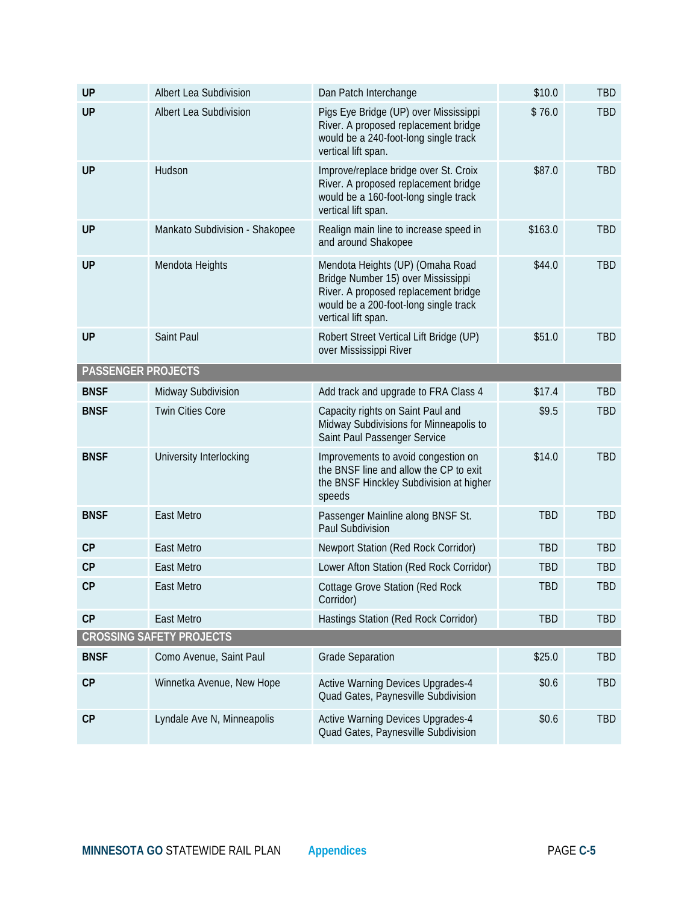| | | | | |
|---|---|---|---|---|
| **UP** | Albert Lea Subdivision | Dan Patch Interchange | $10.0 | TBD |
| **UP** | Albert Lea Subdivision | Pigs Eye Bridge (UP) over Mississippi River. A proposed replacement bridge would be a 240-foot-long single track vertical lift span. | $ 76.0 | TBD |
| **UP** | Hudson | Improve/replace bridge over St. Croix River. A proposed replacement bridge would be a 160-foot-long single track vertical lift span. | $87.0 | TBD |
| **UP** | Mankato Subdivision - Shakopee | Realign main line to increase speed in and around Shakopee | $163.0 | TBD |
| **UP** | Mendota Heights | Mendota Heights (UP) (Omaha Road Bridge Number 15) over Mississippi River. A proposed replacement bridge would be a 200-foot-long single track vertical lift span. | $44.0 | TBD |
| **UP** | Saint Paul | Robert Street Vertical Lift Bridge (UP) over Mississippi River | $51.0 | TBD |
| **PASSENGER PROJECTS** | | | | |
| **BNSF** | Midway Subdivision | Add track and upgrade to FRA Class 4 | $17.4 | TBD |
| **BNSF** | Twin Cities Core | Capacity rights on Saint Paul and Midway Subdivisions for Minneapolis to Saint Paul Passenger Service | $9.5 | TBD |
| **BNSF** | University Interlocking | Improvements to avoid congestion on the BNSF line and allow the CP to exit the BNSF Hinckley Subdivision at higher speeds | $14.0 | TBD |
| **BNSF** | East Metro | Passenger Mainline along BNSF St. Paul Subdivision | TBD | TBD |
| **CP** | East Metro | Newport Station (Red Rock Corridor) | TBD | TBD |
| **CP** | East Metro | Lower Afton Station (Red Rock Corridor) | TBD | TBD |
| **CP** | East Metro | Cottage Grove Station (Red Rock Corridor) | TBD | TBD |
| **CP** | East Metro | Hastings Station (Red Rock Corridor) | TBD | TBD |
| **CROSSING SAFETY PROJECTS** | | | | |
| **BNSF** | Como Avenue, Saint Paul | Grade Separation | $25.0 | TBD |
| **CP** | Winnetka Avenue, New Hope | Active Warning Devices Upgrades-4 Quad Gates, Paynesville Subdivision | $0.6 | TBD |
| **CP** | Lyndale Ave N, Minneapolis | Active Warning Devices Upgrades-4 Quad Gates, Paynesville Subdivision | $0.6 | TBD |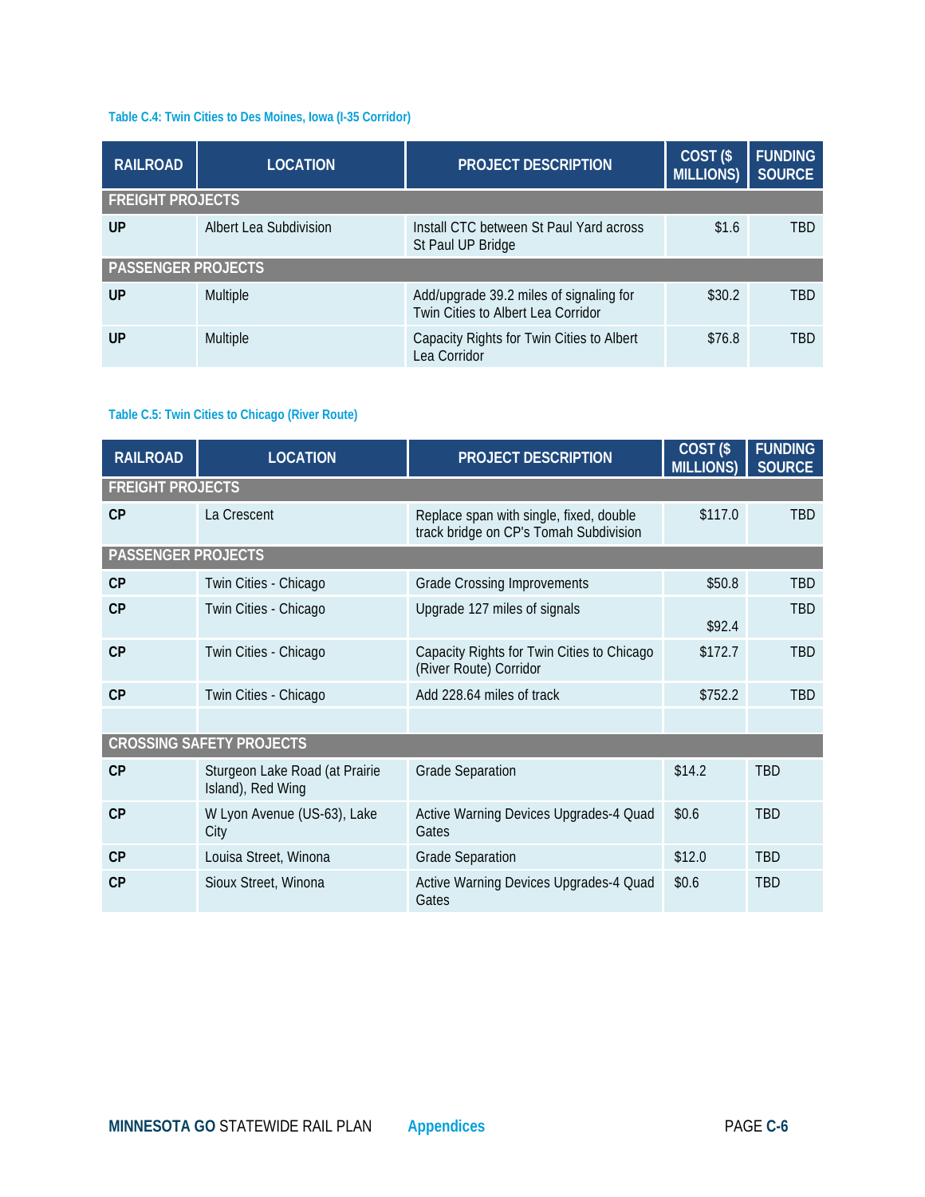Table C.4: Twin Cities to Des Moines, Iowa (I-35 Corridor)

| RAILROAD | LOCATION | PROJECT DESCRIPTION | COST ($ MILLIONS) | FUNDING SOURCE |
|---|---|---|---|---|
| **FREIGHT PROJECTS** | | | | |
| **UP** | Albert Lea Subdivision | Install CTC between St Paul Yard across St Paul UP Bridge | $1.6 | TBD |
| **PASSENGER PROJECTS** | | | | |
| **UP** | Multiple | Add/upgrade 39.2 miles of signaling for Twin Cities to Albert Lea Corridor | $30.2 | TBD |
| **UP** | Multiple | Capacity Rights for Twin Cities to Albert Lea Corridor | $76.8 | TBD |

Table C.5: Twin Cities to Chicago (River Route)

| RAILROAD | LOCATION | PROJECT DESCRIPTION | COST ($ MILLIONS) | FUNDING SOURCE |
|---|---|---|---|---|
| **FREIGHT PROJECTS** | | | | |
| **CP** | La Crescent | Replace span with single, fixed, double track bridge on CP's Tomah Subdivision | $117.0 | TBD |
| **PASSENGER PROJECTS** | | | | |
| **CP** | Twin Cities - Chicago | Grade Crossing Improvements | $50.8 | TBD |
| **CP** | Twin Cities - Chicago | Upgrade 127 miles of signals | $92.4 | TBD |
| **CP** | Twin Cities - Chicago | Capacity Rights for Twin Cities to Chicago (River Route) Corridor | $172.7 | TBD |
| **CP** | Twin Cities - Chicago | Add 228.64 miles of track | $752.2 | TBD |
| | | | | |
| **CROSSING SAFETY PROJECTS** | | | | |
| **CP** | Sturgeon Lake Road (at Prairie Island), Red Wing | Grade Separation | $14.2 | TBD |
| **CP** | W Lyon Avenue (US-63), Lake City | Active Warning Devices Upgrades-4 Quad Gates | $0.6 | TBD |
| **CP** | Louisa Street, Winona | Grade Separation | $12.0 | TBD |
| **CP** | Sioux Street, Winona | Active Warning Devices Upgrades-4 Quad Gates | $0.6 | TBD |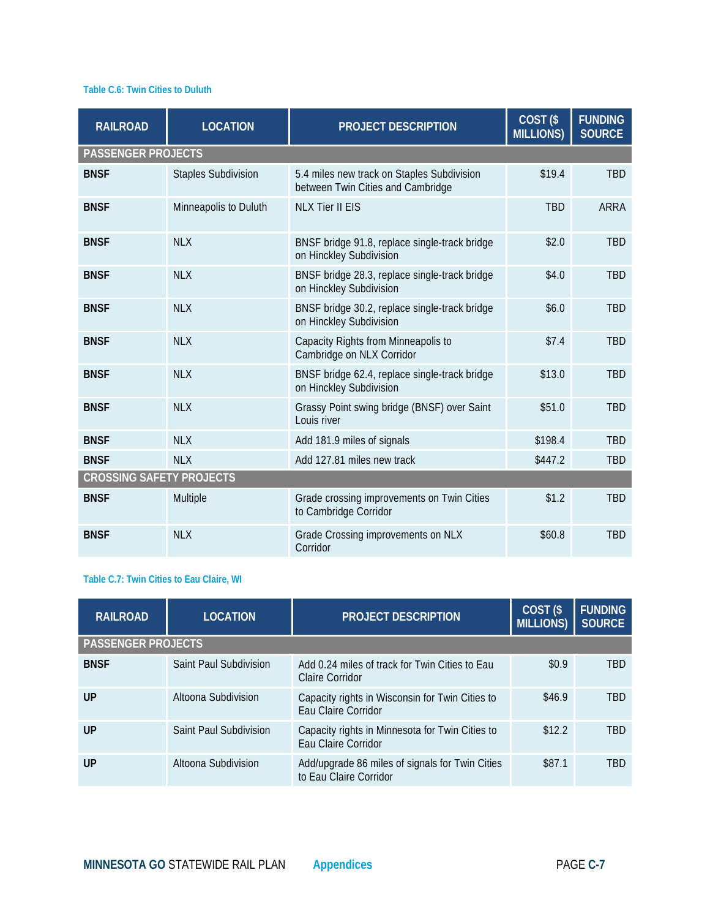Table C.6: Twin Cities to Duluth

| RAILROAD | LOCATION | PROJECT DESCRIPTION | COST ($ MILLIONS) | FUNDING SOURCE |
|---|---|---|---|---|
| **PASSENGER PROJECTS** | | | | |
| **BNSF** | Staples Subdivision | 5.4 miles new track on Staples Subdivision between Twin Cities and Cambridge | $19.4 | TBD |
| **BNSF** | Minneapolis to Duluth | NLX Tier II EIS | TBD | ARRA |
| **BNSF** | NLX | BNSF bridge 91.8, replace single-track bridge on Hinckley Subdivision | $2.0 | TBD |
| **BNSF** | NLX | BNSF bridge 28.3, replace single-track bridge on Hinckley Subdivision | $4.0 | TBD |
| **BNSF** | NLX | BNSF bridge 30.2, replace single-track bridge on Hinckley Subdivision | $6.0 | TBD |
| **BNSF** | NLX | Capacity Rights from Minneapolis to Cambridge on NLX Corridor | $7.4 | TBD |
| **BNSF** | NLX | BNSF bridge 62.4, replace single-track bridge on Hinckley Subdivision | $13.0 | TBD |
| **BNSF** | NLX | Grassy Point swing bridge (BNSF) over Saint Louis river | $51.0 | TBD |
| **BNSF** | NLX | Add 181.9 miles of signals | $198.4 | TBD |
| **BNSF** | NLX | Add 127.81 miles new track | $447.2 | TBD |
| **CROSSING SAFETY PROJECTS** | | | | |
| **BNSF** | Multiple | Grade crossing improvements on Twin Cities to Cambridge Corridor | $1.2 | TBD |
| **BNSF** | NLX | Grade Crossing improvements on NLX Corridor | $60.8 | TBD |

Table C.7: Twin Cities to Eau Claire, WI

| RAILROAD | LOCATION | PROJECT DESCRIPTION | COST ($ MILLIONS) | FUNDING SOURCE |
|---|---|---|---|---|
| **PASSENGER PROJECTS** | | | | |
| **BNSF** | Saint Paul Subdivision | Add 0.24 miles of track for Twin Cities to Eau Claire Corridor | $0.9 | TBD |
| **UP** | Altoona Subdivision | Capacity rights in Wisconsin for Twin Cities to Eau Claire Corridor | $46.9 | TBD |
| **UP** | Saint Paul Subdivision | Capacity rights in Minnesota for Twin Cities to Eau Claire Corridor | $12.2 | TBD |
| **UP** | Altoona Subdivision | Add/upgrade 86 miles of signals for Twin Cities to Eau Claire Corridor | $87.1 | TBD |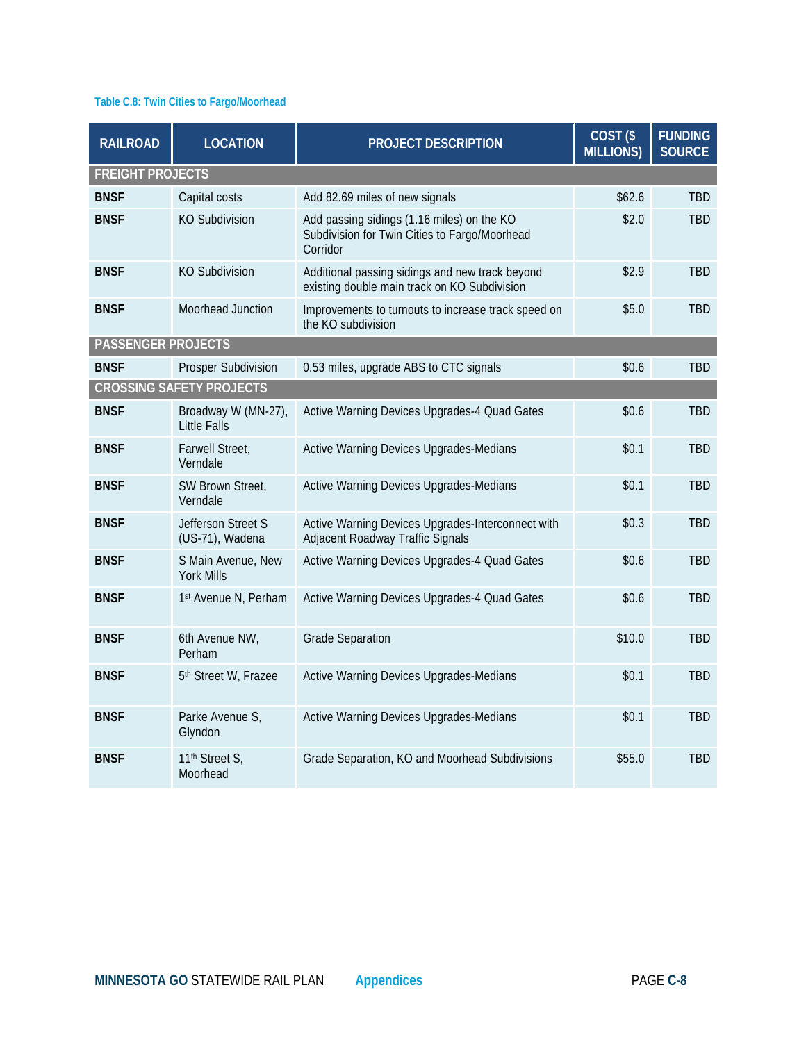Table C.8: Twin Cities to Fargo/Moorhead

| RAILROAD | LOCATION | PROJECT DESCRIPTION | COST ($ MILLIONS) | FUNDING SOURCE |
|---|---|---|---|---|
| **FREIGHT PROJECTS** | | | | |
| **BNSF** | Capital costs | Add 82.69 miles of new signals | $62.6 | TBD |
| **BNSF** | KO Subdivision | Add passing sidings (1.16 miles) on the KO Subdivision for Twin Cities to Fargo/Moorhead Corridor | $2.0 | TBD |
| **BNSF** | KO Subdivision | Additional passing sidings and new track beyond existing double main track on KO Subdivision | $2.9 | TBD |
| **BNSF** | Moorhead Junction | Improvements to turnouts to increase track speed on the KO subdivision | $5.0 | TBD |
| **PASSENGER PROJECTS** | | | | |
| **BNSF** | Prosper Subdivision | 0.53 miles, upgrade ABS to CTC signals | $0.6 | TBD |
| **CROSSING SAFETY PROJECTS** | | | | |
| **BNSF** | Broadway W (MN-27), Little Falls | Active Warning Devices Upgrades-4 Quad Gates | $0.6 | TBD |
| **BNSF** | Farwell Street, Verndale | Active Warning Devices Upgrades-Medians | $0.1 | TBD |
| **BNSF** | SW Brown Street, Verndale | Active Warning Devices Upgrades-Medians | $0.1 | TBD |
| **BNSF** | Jefferson Street S (US-71), Wadena | Active Warning Devices Upgrades-Interconnect with Adjacent Roadway Traffic Signals | $0.3 | TBD |
| **BNSF** | S Main Avenue, New York Mills | Active Warning Devices Upgrades-4 Quad Gates | $0.6 | TBD |
| **BNSF** | 1st Avenue N, Perham | Active Warning Devices Upgrades-4 Quad Gates | $0.6 | TBD |
| **BNSF** | 6th Avenue NW, Perham | Grade Separation | $10.0 | TBD |
| **BNSF** | 5th Street W, Frazee | Active Warning Devices Upgrades-Medians | $0.1 | TBD |
| **BNSF** | Parke Avenue S, Glyndon | Active Warning Devices Upgrades-Medians | $0.1 | TBD |
| **BNSF** | 11th Street S, Moorhead | Grade Separation, KO and Moorhead Subdivisions | $55.0 | TBD |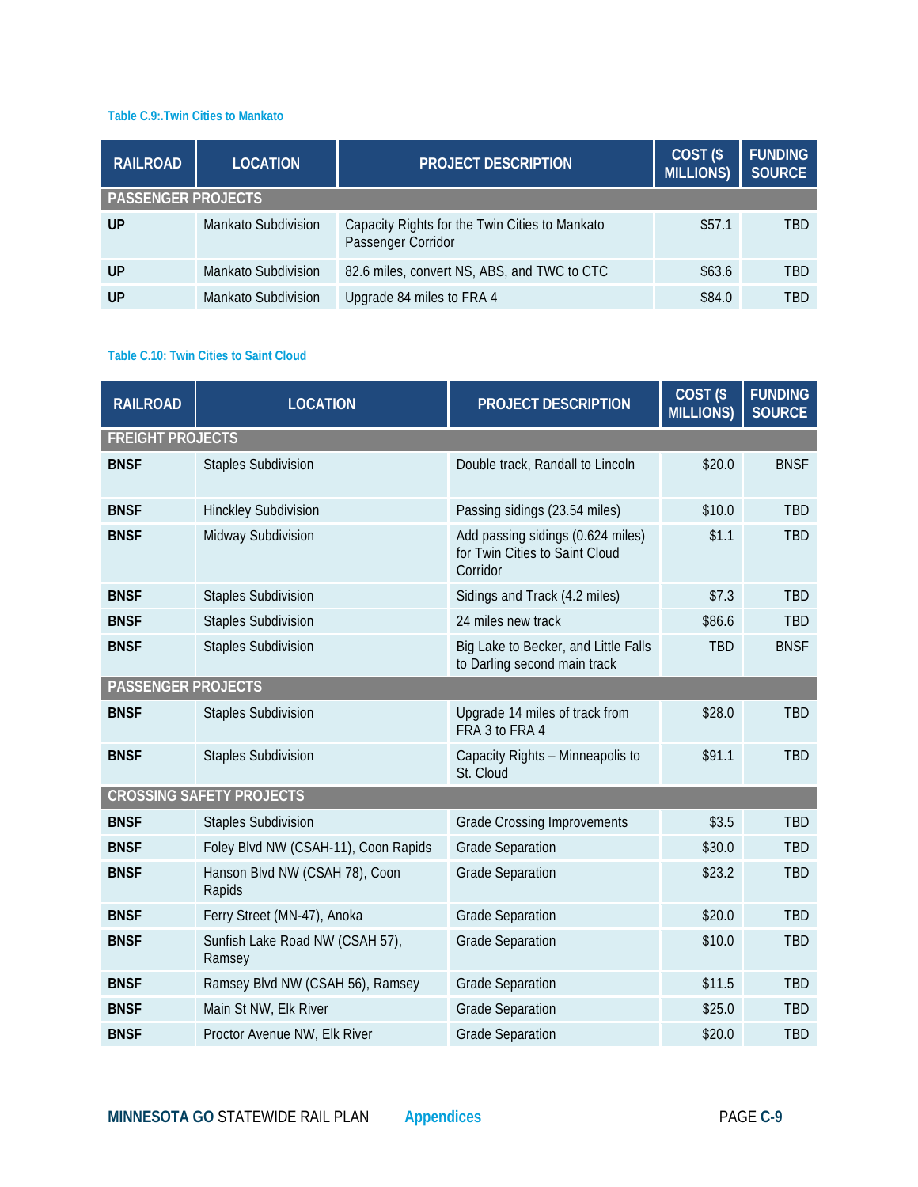Table C.9:.Twin Cities to Mankato

| RAILROAD | LOCATION | PROJECT DESCRIPTION | COST ($ MILLIONS) | FUNDING SOURCE |
|---|---|---|---|---|
| **PASSENGER PROJECTS** | | | | |
| **UP** | Mankato Subdivision | Capacity Rights for the Twin Cities to Mankato Passenger Corridor | $57.1 | TBD |
| **UP** | Mankato Subdivision | 82.6 miles, convert NS, ABS, and TWC to CTC | $63.6 | TBD |
| **UP** | Mankato Subdivision | Upgrade 84 miles to FRA 4 | $84.0 | TBD |

Table C.10: Twin Cities to Saint Cloud

| RAILROAD | LOCATION | PROJECT DESCRIPTION | COST ($ MILLIONS) | FUNDING SOURCE |
|---|---|---|---|---|
| **FREIGHT PROJECTS** | | | | |
| **BNSF** | Staples Subdivision | Double track, Randall to Lincoln | $20.0 | BNSF |
| **BNSF** | Hinckley Subdivision | Passing sidings (23.54 miles) | $10.0 | TBD |
| **BNSF** | Midway Subdivision | Add passing sidings (0.624 miles) for Twin Cities to Saint Cloud Corridor | $1.1 | TBD |
| **BNSF** | Staples Subdivision | Sidings and Track (4.2 miles) | $7.3 | TBD |
| **BNSF** | Staples Subdivision | 24 miles new track | $86.6 | TBD |
| **BNSF** | Staples Subdivision | Big Lake to Becker, and Little Falls to Darling second main track | TBD | BNSF |
| **PASSENGER PROJECTS** | | | | |
| **BNSF** | Staples Subdivision | Upgrade 14 miles of track from FRA 3 to FRA 4 | $28.0 | TBD |
| **BNSF** | Staples Subdivision | Capacity Rights – Minneapolis to St. Cloud | $91.1 | TBD |
| **CROSSING SAFETY PROJECTS** | | | | |
| **BNSF** | Staples Subdivision | Grade Crossing Improvements | $3.5 | TBD |
| **BNSF** | Foley Blvd NW (CSAH-11), Coon Rapids | Grade Separation | $30.0 | TBD |
| **BNSF** | Hanson Blvd NW (CSAH 78), Coon Rapids | Grade Separation | $23.2 | TBD |
| **BNSF** | Ferry Street (MN-47), Anoka | Grade Separation | $20.0 | TBD |
| **BNSF** | Sunfish Lake Road NW (CSAH 57), Ramsey | Grade Separation | $10.0 | TBD |
| **BNSF** | Ramsey Blvd NW (CSAH 56), Ramsey | Grade Separation | $11.5 | TBD |
| **BNSF** | Main St NW, Elk River | Grade Separation | $25.0 | TBD |
| **BNSF** | Proctor Avenue NW, Elk River | Grade Separation | $20.0 | TBD |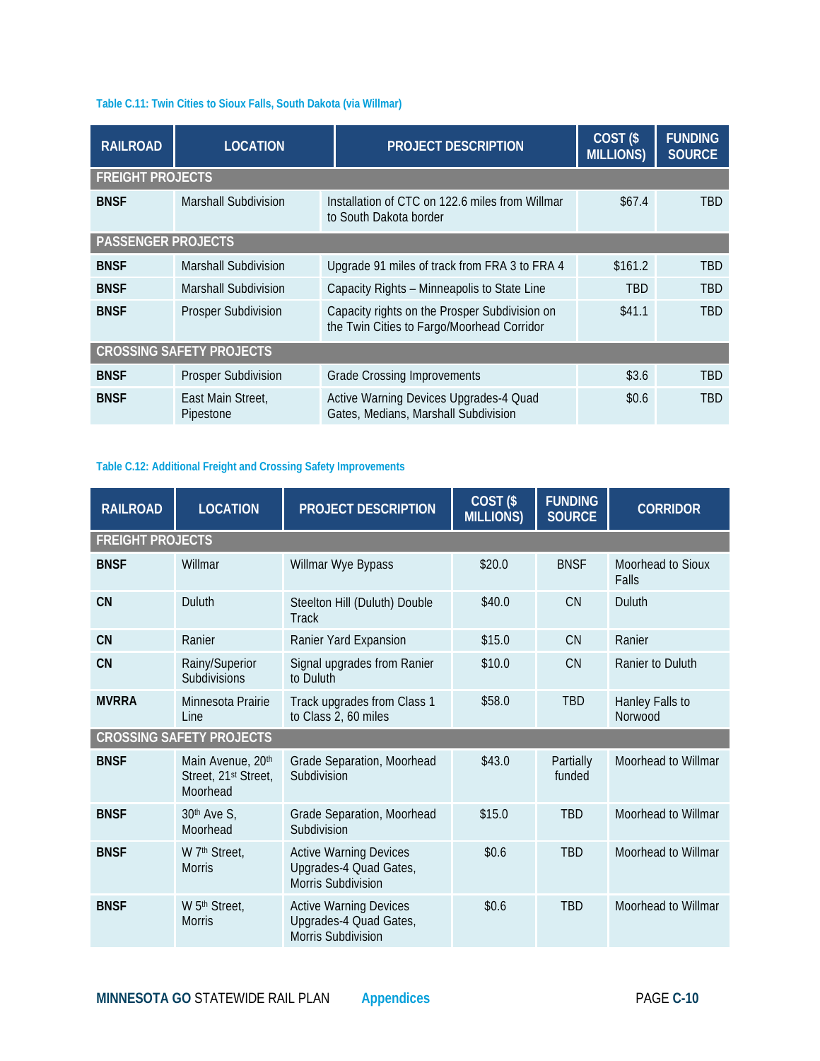Table C.11: Twin Cities to Sioux Falls, South Dakota (via Willmar)

| RAILROAD | LOCATION | PROJECT DESCRIPTION | COST ($ MILLIONS) | FUNDING SOURCE |
|---|---|---|---|---|
| **FREIGHT PROJECTS** | | | | |
| **BNSF** | Marshall Subdivision | Installation of CTC on 122.6 miles from Willmar to South Dakota border | $67.4 | TBD |
| **PASSENGER PROJECTS** | | | | |
| **BNSF** | Marshall Subdivision | Upgrade 91 miles of track from FRA 3 to FRA 4 | $161.2 | TBD |
| **BNSF** | Marshall Subdivision | Capacity Rights – Minneapolis to State Line | TBD | TBD |
| **BNSF** | Prosper Subdivision | Capacity rights on the Prosper Subdivision on the Twin Cities to Fargo/Moorhead Corridor | $41.1 | TBD |
| **CROSSING SAFETY PROJECTS** | | | | |
| **BNSF** | Prosper Subdivision | Grade Crossing Improvements | $3.6 | TBD |
| **BNSF** | East Main Street, Pipestone | Active Warning Devices Upgrades-4 Quad Gates, Medians, Marshall Subdivision | $0.6 | TBD |

Table C.12: Additional Freight and Crossing Safety Improvements

| RAILROAD | LOCATION | PROJECT DESCRIPTION | COST ($ MILLIONS) | FUNDING SOURCE | CORRIDOR |
|---|---|---|---|---|---|
| **FREIGHT PROJECTS** | | | | | |
| **BNSF** | Willmar | Willmar Wye Bypass | $20.0 | BNSF | Moorhead to Sioux Falls |
| **CN** | Duluth | Steelton Hill (Duluth) Double Track | $40.0 | CN | Duluth |
| **CN** | Ranier | Ranier Yard Expansion | $15.0 | CN | Ranier |
| **CN** | Rainy/Superior Subdivisions | Signal upgrades from Ranier to Duluth | $10.0 | CN | Ranier to Duluth |
| **MVRRA** | Minnesota Prairie Line | Track upgrades from Class 1 to Class 2, 60 miles | $58.0 | TBD | Hanley Falls to Norwood |
| **CROSSING SAFETY PROJECTS** | | | | | |
| **BNSF** | Main Avenue, 20th Street, 21st Street, Moorhead | Grade Separation, Moorhead Subdivision | $43.0 | Partially funded | Moorhead to Willmar |
| **BNSF** | 30th Ave S, Moorhead | Grade Separation, Moorhead Subdivision | $15.0 | TBD | Moorhead to Willmar |
| **BNSF** | W 7th Street, Morris | Active Warning Devices Upgrades-4 Quad Gates, Morris Subdivision | $0.6 | TBD | Moorhead to Willmar |
| **BNSF** | W 5th Street, Morris | Active Warning Devices Upgrades-4 Quad Gates, Morris Subdivision | $0.6 | TBD | Moorhead to Willmar |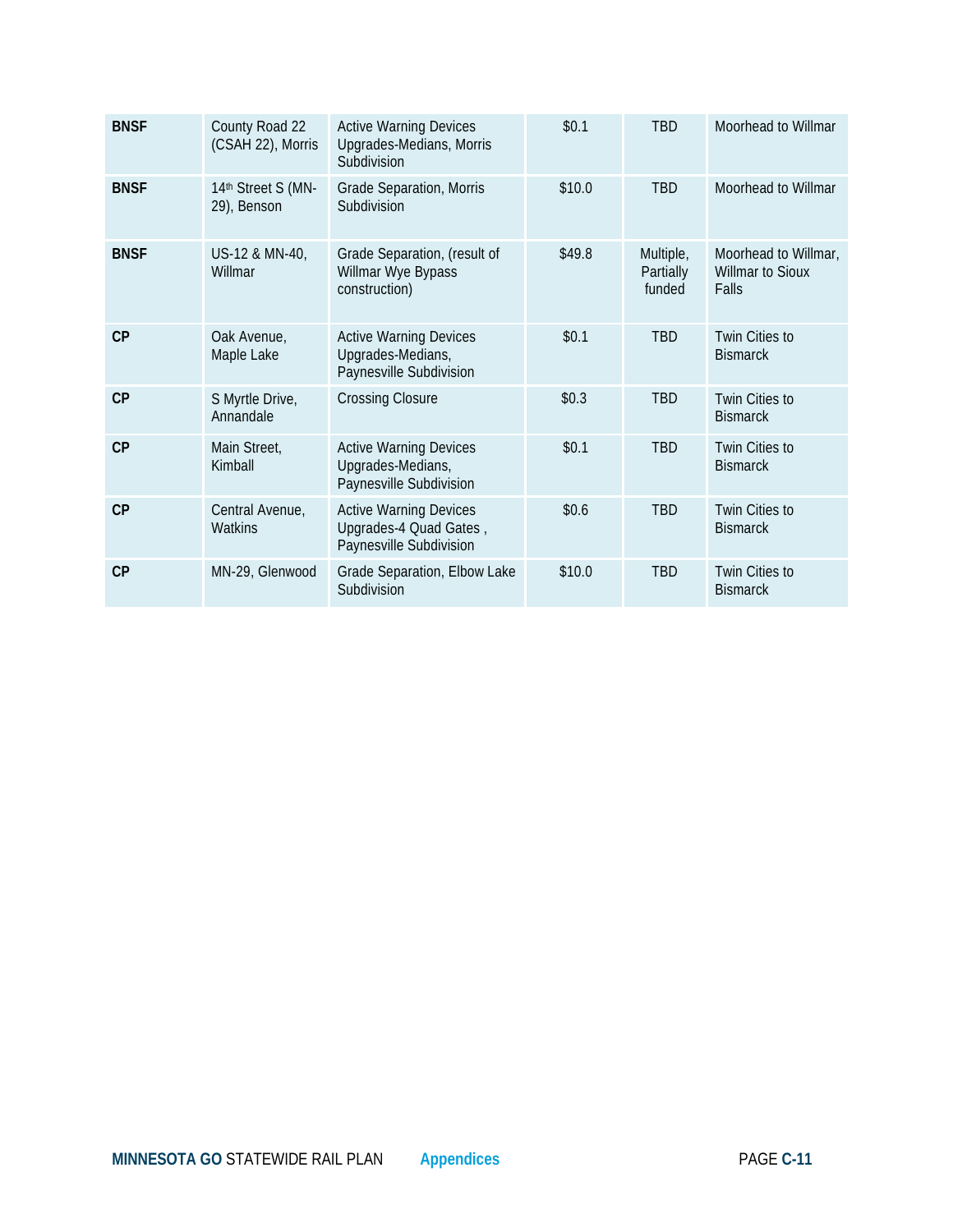| | | | | | |
|---|---|---|---|---|---|
| **BNSF** | County Road 22 (CSAH 22), Morris | Active Warning Devices Upgrades-Medians, Morris Subdivision | $0.1 | TBD | Moorhead to Willmar |
| **BNSF** | 14th Street S (MN-29), Benson | Grade Separation, Morris Subdivision | $10.0 | TBD | Moorhead to Willmar |
| **BNSF** | US-12 & MN-40, Willmar | Grade Separation, (result of Willmar Wye Bypass construction) | $49.8 | Multiple, Partially funded | Moorhead to Willmar, Willmar to Sioux Falls |
| **CP** | Oak Avenue, Maple Lake | Active Warning Devices Upgrades-Medians, Paynesville Subdivision | $0.1 | TBD | Twin Cities to Bismarck |
| **CP** | S Myrtle Drive, Annandale | Crossing Closure | $0.3 | TBD | Twin Cities to Bismarck |
| **CP** | Main Street, Kimball | Active Warning Devices Upgrades-Medians, Paynesville Subdivision | $0.1 | TBD | Twin Cities to Bismarck |
| **CP** | Central Avenue, Watkins | Active Warning Devices Upgrades-4 Quad Gates , Paynesville Subdivision | $0.6 | TBD | Twin Cities to Bismarck |
| **CP** | MN-29, Glenwood | Grade Separation, Elbow Lake Subdivision | $10.0 | TBD | Twin Cities to Bismarck |